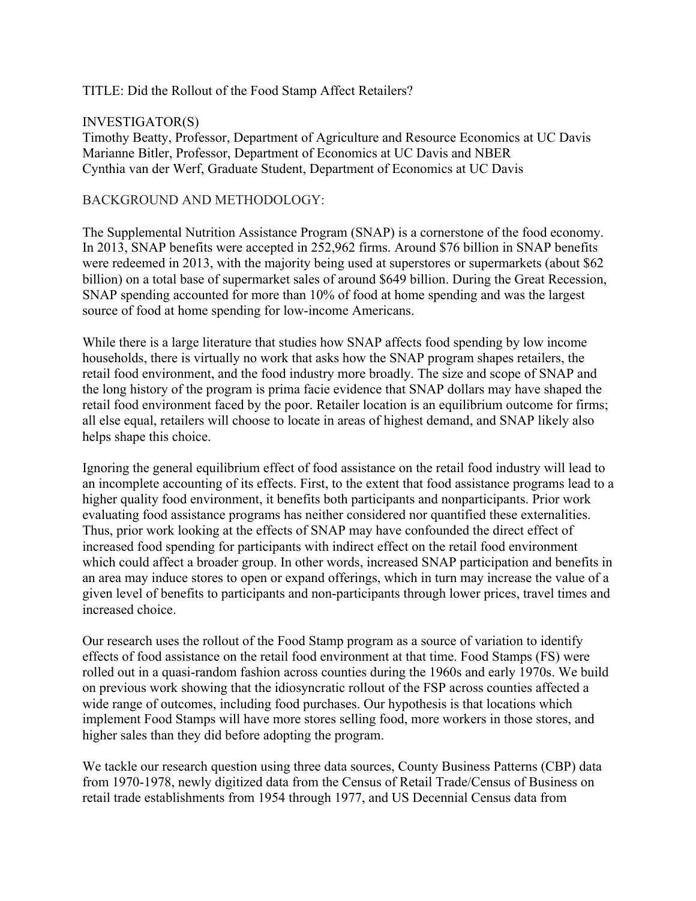TITLE: Did the Rollout of the Food Stamp Affect Retailers?

INVESTIGATOR(S)
Timothy Beatty, Professor, Department of Agriculture and Resource Economics at UC Davis
Marianne Bitler, Professor, Department of Economics at UC Davis and NBER
Cynthia van der Werf, Graduate Student, Department of Economics at UC Davis

BACKGROUND AND METHODOLOGY:

The Supplemental Nutrition Assistance Program (SNAP) is a cornerstone of the food economy. In 2013, SNAP benefits were accepted in 252,962 firms. Around $76 billion in SNAP benefits were redeemed in 2013, with the majority being used at superstores or supermarkets (about $62 billion) on a total base of supermarket sales of around $649 billion. During the Great Recession, SNAP spending accounted for more than 10% of food at home spending and was the largest source of food at home spending for low-income Americans.

While there is a large literature that studies how SNAP affects food spending by low income households, there is virtually no work that asks how the SNAP program shapes retailers, the retail food environment, and the food industry more broadly. The size and scope of SNAP and the long history of the program is prima facie evidence that SNAP dollars may have shaped the retail food environment faced by the poor. Retailer location is an equilibrium outcome for firms; all else equal, retailers will choose to locate in areas of highest demand, and SNAP likely also helps shape this choice.

Ignoring the general equilibrium effect of food assistance on the retail food industry will lead to an incomplete accounting of its effects. First, to the extent that food assistance programs lead to a higher quality food environment, it benefits both participants and nonparticipants. Prior work evaluating food assistance programs has neither considered nor quantified these externalities. Thus, prior work looking at the effects of SNAP may have confounded the direct effect of increased food spending for participants with indirect effect on the retail food environment which could affect a broader group. In other words, increased SNAP participation and benefits in an area may induce stores to open or expand offerings, which in turn may increase the value of a given level of benefits to participants and non-participants through lower prices, travel times and increased choice.

Our research uses the rollout of the Food Stamp program as a source of variation to identify effects of food assistance on the retail food environment at that time. Food Stamps (FS) were rolled out in a quasi-random fashion across counties during the 1960s and early 1970s. We build on previous work showing that the idiosyncratic rollout of the FSP across counties affected a wide range of outcomes, including food purchases. Our hypothesis is that locations which implement Food Stamps will have more stores selling food, more workers in those stores, and higher sales than they did before adopting the program.

We tackle our research question using three data sources, County Business Patterns (CBP) data from 1970-1978, newly digitized data from the Census of Retail Trade/Census of Business on retail trade establishments from 1954 through 1977, and US Decennial Census data from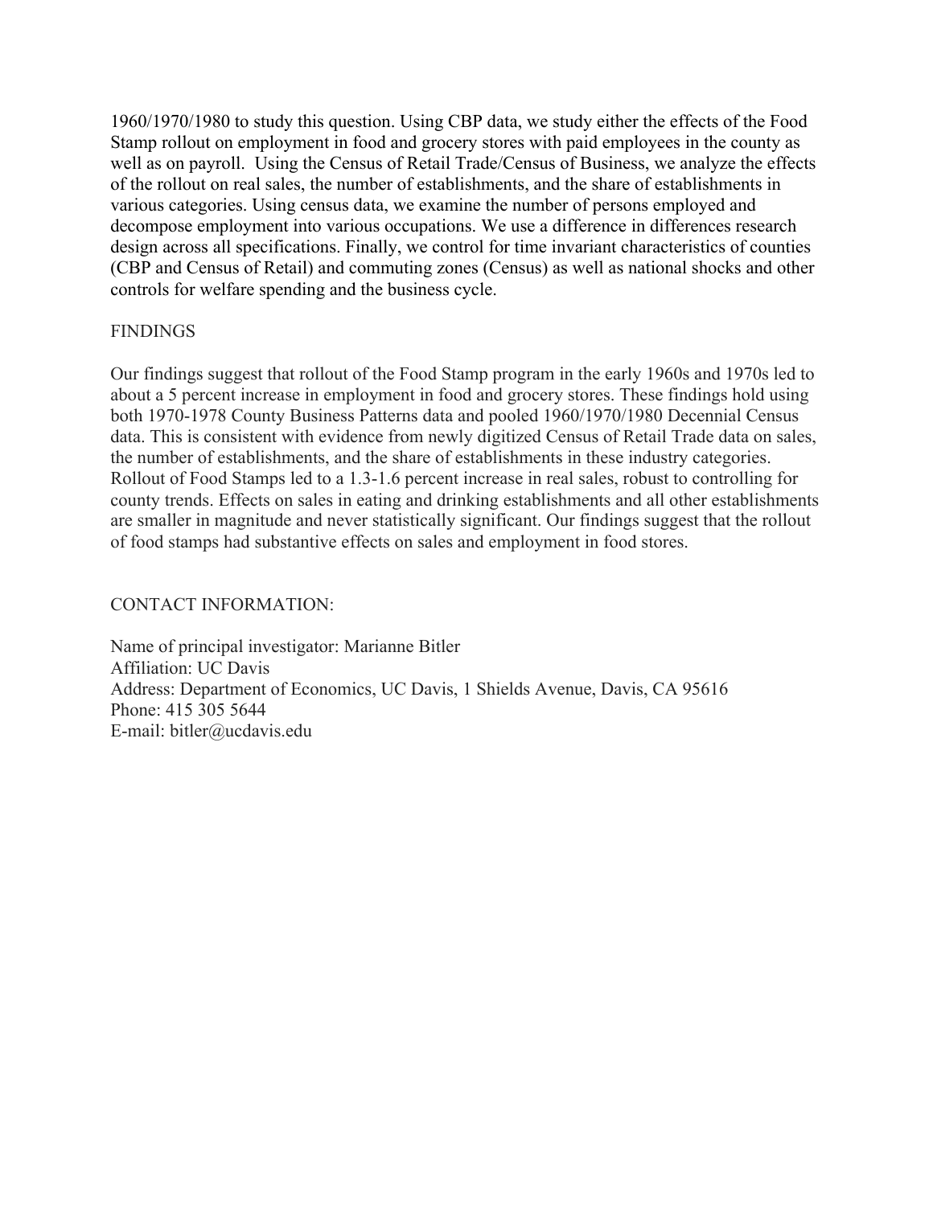1960/1970/1980 to study this question. Using CBP data, we study either the effects of the Food Stamp rollout on employment in food and grocery stores with paid employees in the county as well as on payroll. Using the Census of Retail Trade/Census of Business, we analyze the effects of the rollout on real sales, the number of establishments, and the share of establishments in various categories. Using census data, we examine the number of persons employed and decompose employment into various occupations. We use a difference in differences research design across all specifications. Finally, we control for time invariant characteristics of counties (CBP and Census of Retail) and commuting zones (Census) as well as national shocks and other controls for welfare spending and the business cycle.

FINDINGS

Our findings suggest that rollout of the Food Stamp program in the early 1960s and 1970s led to about a 5 percent increase in employment in food and grocery stores. These findings hold using both 1970-1978 County Business Patterns data and pooled 1960/1970/1980 Decennial Census data. This is consistent with evidence from newly digitized Census of Retail Trade data on sales, the number of establishments, and the share of establishments in these industry categories. Rollout of Food Stamps led to a 1.3-1.6 percent increase in real sales, robust to controlling for county trends. Effects on sales in eating and drinking establishments and all other establishments are smaller in magnitude and never statistically significant. Our findings suggest that the rollout of food stamps had substantive effects on sales and employment in food stores.

CONTACT INFORMATION:

Name of principal investigator: Marianne Bitler
Affiliation: UC Davis
Address: Department of Economics, UC Davis, 1 Shields Avenue, Davis, CA 95616
Phone: 415 305 5644
E-mail: bitler@ucdavis.edu